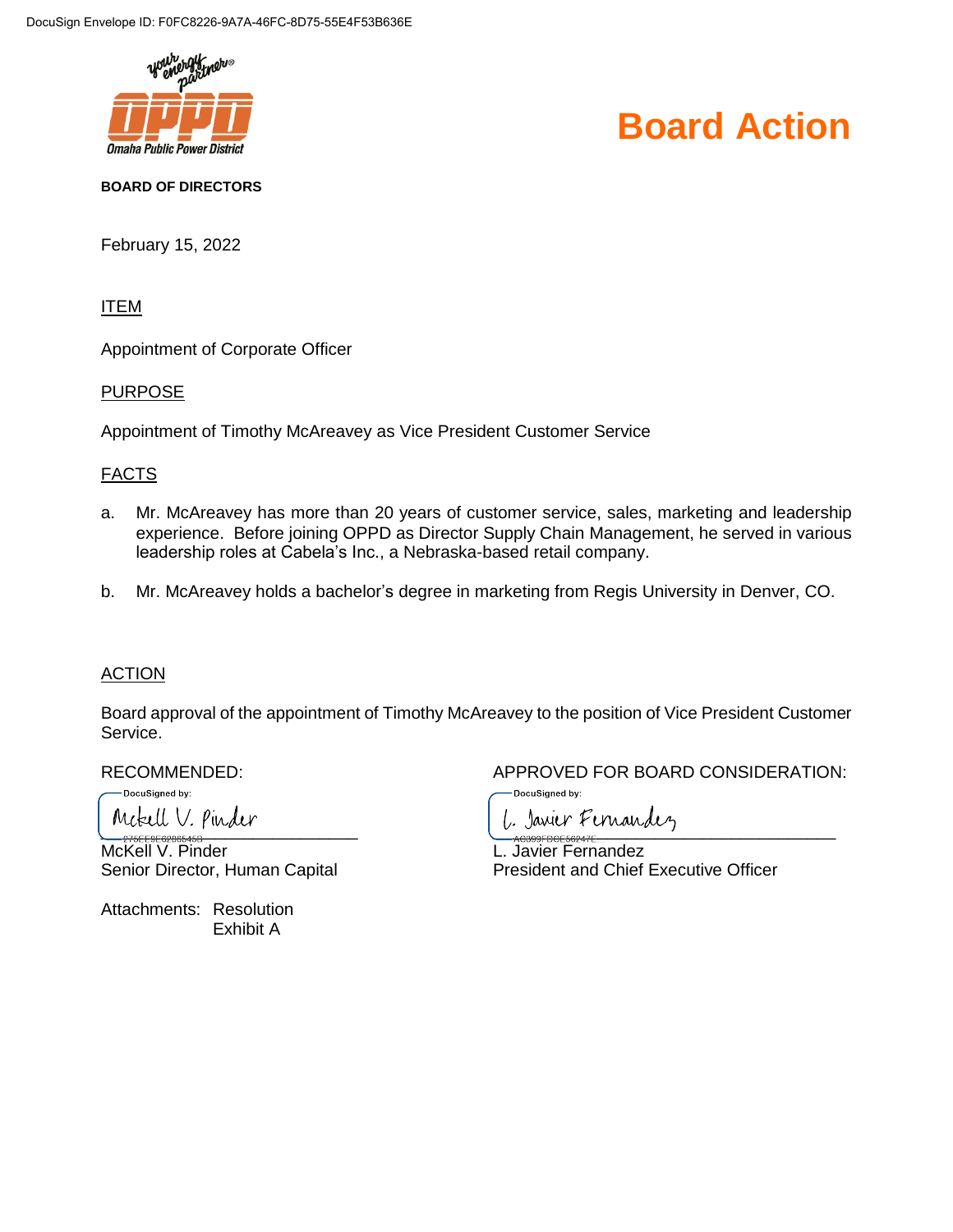DocuSign Envelope ID: F0FC8226-9A7A-46FC-8D75-55E4F53B636E

Omaha Public Power District

# Board Action

**BOARD OF DIRECTORS**

February 15, 2022

ITEM

Appointment of Corporate Officer

PURPOSE

Appointment of Timothy McAreavey as Vice President Customer Service

FACTS

a. Mr. McAreavey has more than 20 years of customer service, sales, marketing and leadership experience. Before joining OPPD as Director Supply Chain Management, he served in various leadership roles at Cabela's Inc., a Nebraska-based retail company.

b. Mr. McAreavey holds a bachelor's degree in marketing from Regis University in Denver, CO.

ACTION

Board approval of the appointment of Timothy McAreavey to the position of Vice President Customer Service.

RECOMMENDED:

DocuSigned by:
McKell V. Pinder
McKell V. Pinder
Senior Director, Human Capital

APPROVED FOR BOARD CONSIDERATION:

DocuSigned by:
L. Javier Fernandez
L. Javier Fernandez
President and Chief Executive Officer

Attachments: Resolution
Exhibit A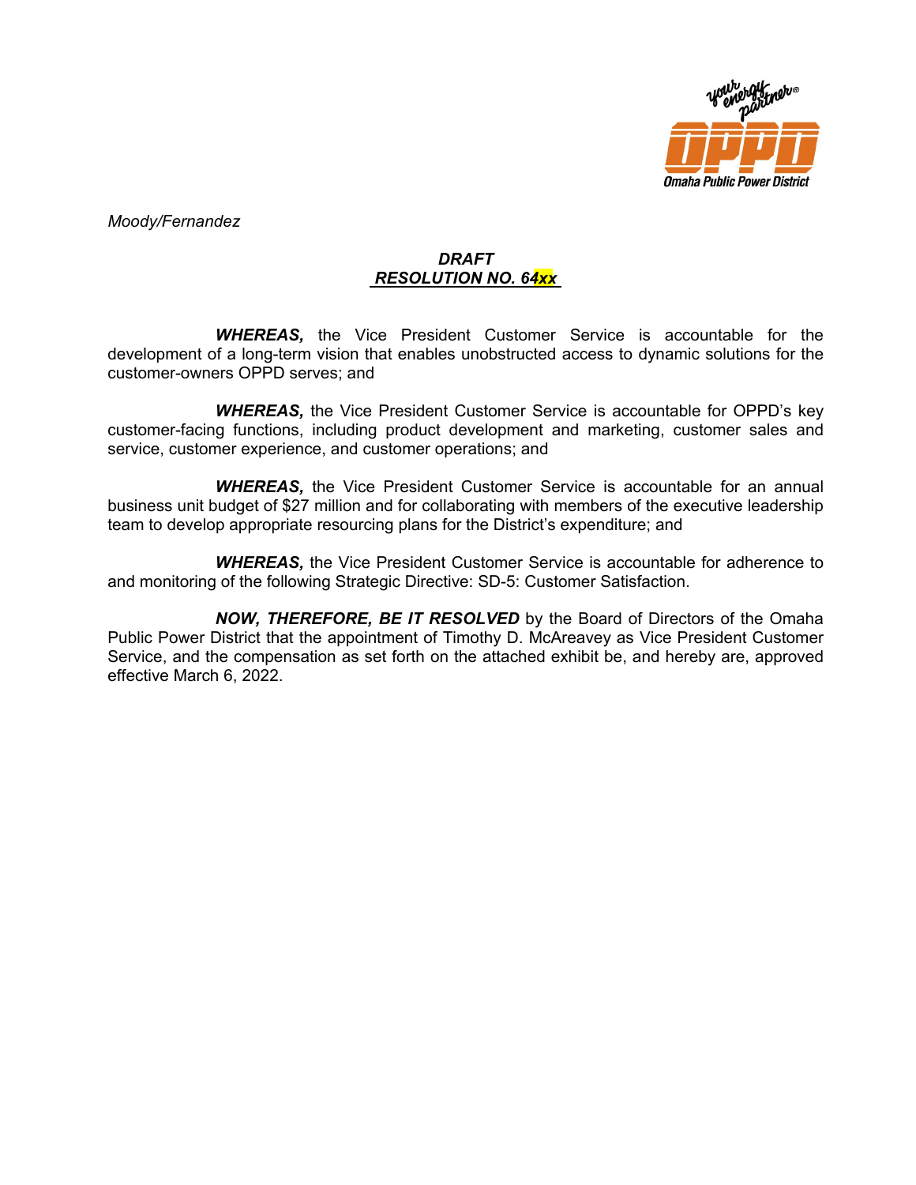*Moody/Fernandez*

***DRAFT***
***RESOLUTION NO. 64xx***

***WHEREAS,*** the Vice President Customer Service is accountable for the development of a long-term vision that enables unobstructed access to dynamic solutions for the customer-owners OPPD serves; and

***WHEREAS,*** the Vice President Customer Service is accountable for OPPD's key customer-facing functions, including product development and marketing, customer sales and service, customer experience, and customer operations; and

***WHEREAS,*** the Vice President Customer Service is accountable for an annual business unit budget of $27 million and for collaborating with members of the executive leadership team to develop appropriate resourcing plans for the District's expenditure; and

***WHEREAS,*** the Vice President Customer Service is accountable for adherence to and monitoring of the following Strategic Directive: SD-5: Customer Satisfaction.

***NOW, THEREFORE, BE IT RESOLVED*** by the Board of Directors of the Omaha Public Power District that the appointment of Timothy D. McAreavey as Vice President Customer Service, and the compensation as set forth on the attached exhibit be, and hereby are, approved effective March 6, 2022.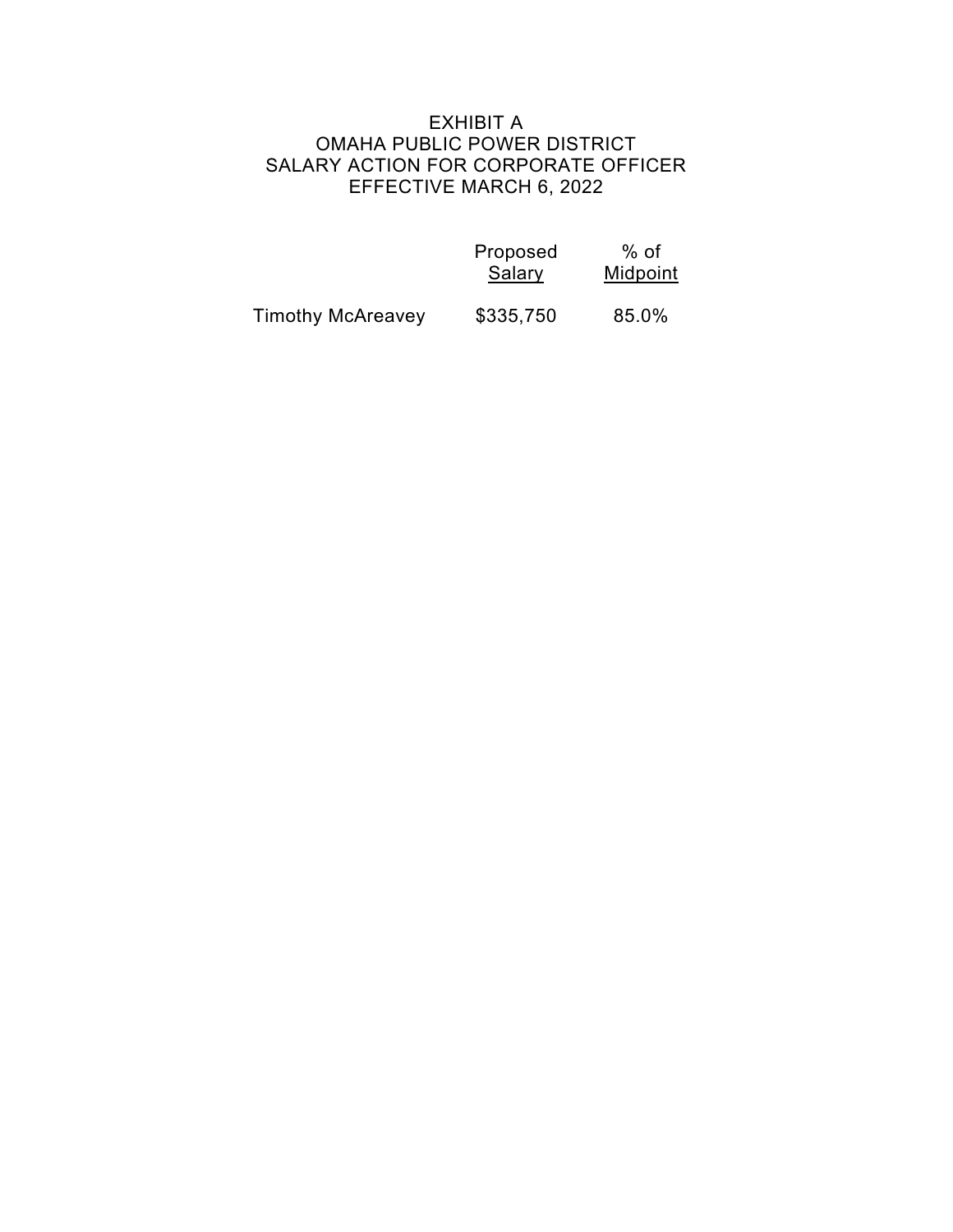# EXHIBIT A
# OMAHA PUBLIC POWER DISTRICT
# SALARY ACTION FOR CORPORATE OFFICER
# EFFECTIVE MARCH 6, 2022

| | Proposed Salary | % of Midpoint |
|---|---|---|
| Timothy McAreavey | $335,750 | 85.0% |